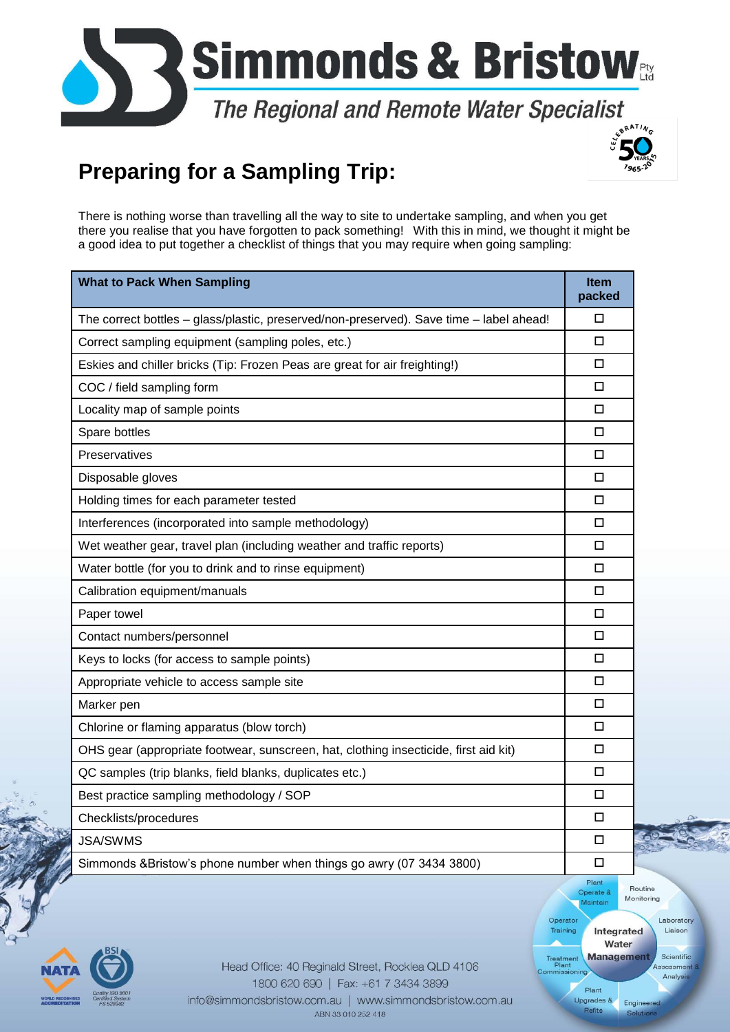# Simmonds & Bristow Pty Ltd

*The Regional and Remote Water Specialist*

## Preparing for a Sampling Trip:

There is nothing worse than travelling all the way to site to undertake sampling, and when you get there you realise that you have forgotten to pack something! With this in mind, we thought it might be a good idea to put together a checklist of things that you may require when going sampling:

| What to Pack When Sampling | Item packed |
|---|---|
| The correct bottles – glass/plastic, preserved/non-preserved). Save time – label ahead! | ☐ |
| Correct sampling equipment (sampling poles, etc.) | ☐ |
| Eskies and chiller bricks (Tip: Frozen Peas are great for air freighting!) | ☐ |
| COC / field sampling form | ☐ |
| Locality map of sample points | ☐ |
| Spare bottles | ☐ |
| Preservatives | ☐ |
| Disposable gloves | ☐ |
| Holding times for each parameter tested | ☐ |
| Interferences (incorporated into sample methodology) | ☐ |
| Wet weather gear, travel plan (including weather and traffic reports) | ☐ |
| Water bottle (for you to drink and to rinse equipment) | ☐ |
| Calibration equipment/manuals | ☐ |
| Paper towel | ☐ |
| Contact numbers/personnel | ☐ |
| Keys to locks (for access to sample points) | ☐ |
| Appropriate vehicle to access sample site | ☐ |
| Marker pen | ☐ |
| Chlorine or flaming apparatus (blow torch) | ☐ |
| OHS gear (appropriate footwear, sunscreen, hat, clothing insecticide, first aid kit) | ☐ |
| QC samples (trip blanks, field blanks, duplicates etc.) | ☐ |
| Best practice sampling methodology / SOP | ☐ |
| Checklists/procedures | ☐ |
| JSA/SWMS | ☐ |
| Simmonds &Bristow's phone number when things go awry (07 3434 3800) | ☐ |

Head Office: 40 Reginald Street, Rocklea QLD 4106
1800 620 690 | Fax: +61 7 3434 3899
info@simmondsbristow.com.au | www.simmondsbristow.com.au
ABN 33 010 252 418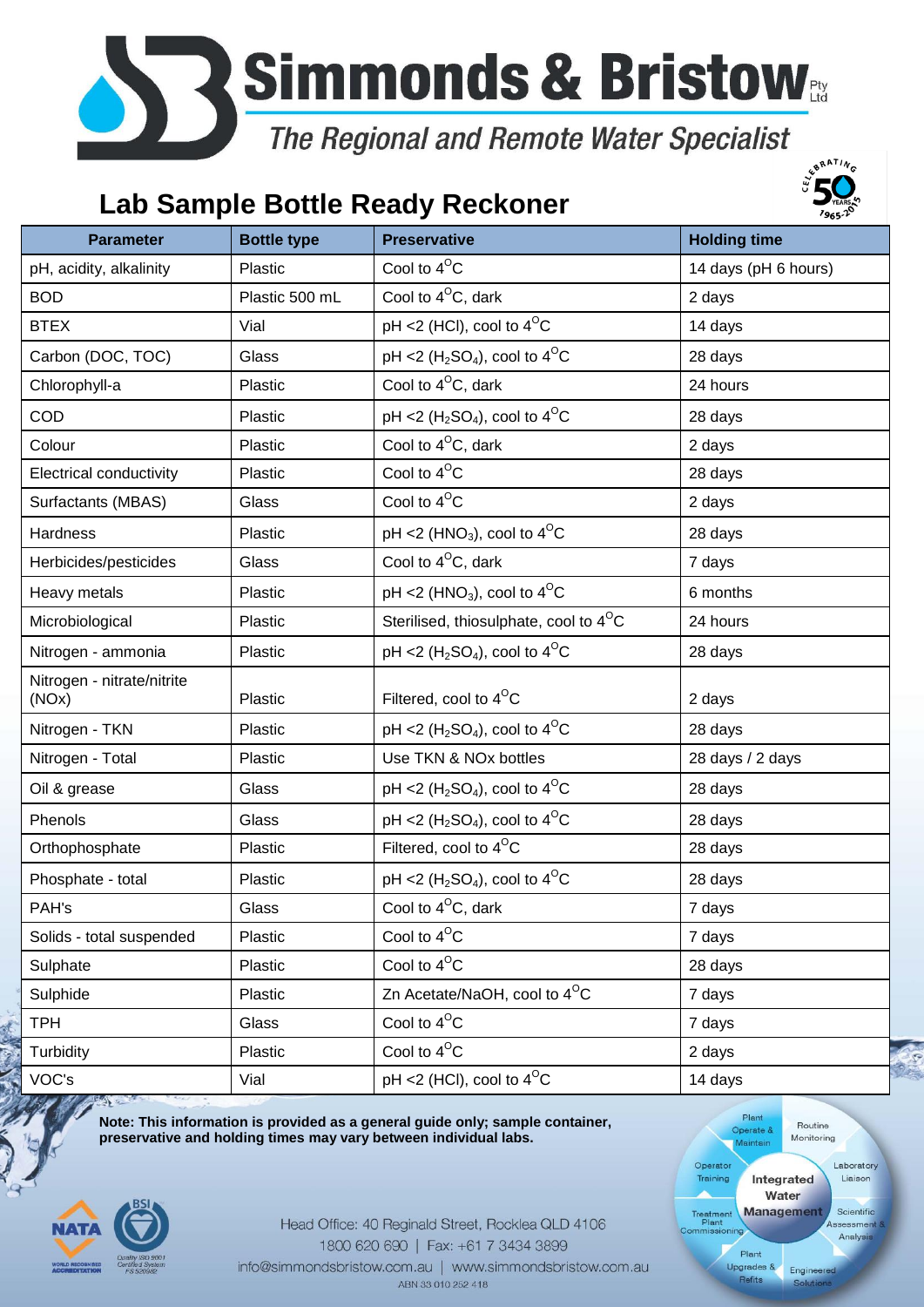# Simmonds & Bristow Pty Ltd

*The Regional and Remote Water Specialist*

## Lab Sample Bottle Ready Reckoner

| Parameter | Bottle type | Preservative | Holding time |
|---|---|---|---|
| pH, acidity, alkalinity | Plastic | Cool to $4^{O}C$ | 14 days (pH 6 hours) |
| BOD | Plastic 500 mL | Cool to $4^{O}C$, dark | 2 days |
| BTEX | Vial | pH <2 (HCl), cool to $4^{O}C$ | 14 days |
| Carbon (DOC, TOC) | Glass | pH <2 ($H_2SO_4$), cool to $4^{O}C$ | 28 days |
| Chlorophyll-a | Plastic | Cool to $4^{O}C$, dark | 24 hours |
| COD | Plastic | pH <2 ($H_2SO_4$), cool to $4^{O}C$ | 28 days |
| Colour | Plastic | Cool to $4^{O}C$, dark | 2 days |
| Electrical conductivity | Plastic | Cool to $4^{O}C$ | 28 days |
| Surfactants (MBAS) | Glass | Cool to $4^{O}C$ | 2 days |
| Hardness | Plastic | pH <2 ($HNO_3$), cool to $4^{O}C$ | 28 days |
| Herbicides/pesticides | Glass | Cool to $4^{O}C$, dark | 7 days |
| Heavy metals | Plastic | pH <2 ($HNO_3$), cool to $4^{O}C$ | 6 months |
| Microbiological | Plastic | Sterilised, thiosulphate, cool to $4^{O}C$ | 24 hours |
| Nitrogen - ammonia | Plastic | pH <2 ($H_2SO_4$), cool to $4^{O}C$ | 28 days |
| Nitrogen - nitrate/nitrite (NOx) | Plastic | Filtered, cool to $4^{O}C$ | 2 days |
| Nitrogen - TKN | Plastic | pH <2 ($H_2SO_4$), cool to $4^{O}C$ | 28 days |
| Nitrogen - Total | Plastic | Use TKN & NOx bottles | 28 days / 2 days |
| Oil & grease | Glass | pH <2 ($H_2SO_4$), cool to $4^{O}C$ | 28 days |
| Phenols | Glass | pH <2 ($H_2SO_4$), cool to $4^{O}C$ | 28 days |
| Orthophosphate | Plastic | Filtered, cool to $4^{O}C$ | 28 days |
| Phosphate - total | Plastic | pH <2 ($H_2SO_4$), cool to $4^{O}C$ | 28 days |
| PAH's | Glass | Cool to $4^{O}C$, dark | 7 days |
| Solids - total suspended | Plastic | Cool to $4^{O}C$ | 7 days |
| Sulphate | Plastic | Cool to $4^{O}C$ | 28 days |
| Sulphide | Plastic | Zn Acetate/NaOH, cool to $4^{O}C$ | 7 days |
| TPH | Glass | Cool to $4^{O}C$ | 7 days |
| Turbidity | Plastic | Cool to $4^{O}C$ | 2 days |
| VOC's | Vial | pH <2 (HCl), cool to $4^{O}C$ | 14 days |

**Note: This information is provided as a general guide only; sample container, preservative and holding times may vary between individual labs.**

Head Office: 40 Reginald Street, Rocklea QLD 4106
1800 620 690 | Fax: +61 7 3434 3899
info@simmondsbristow.com.au | www.simmondsbristow.com.au
ABN 33 010 252 418